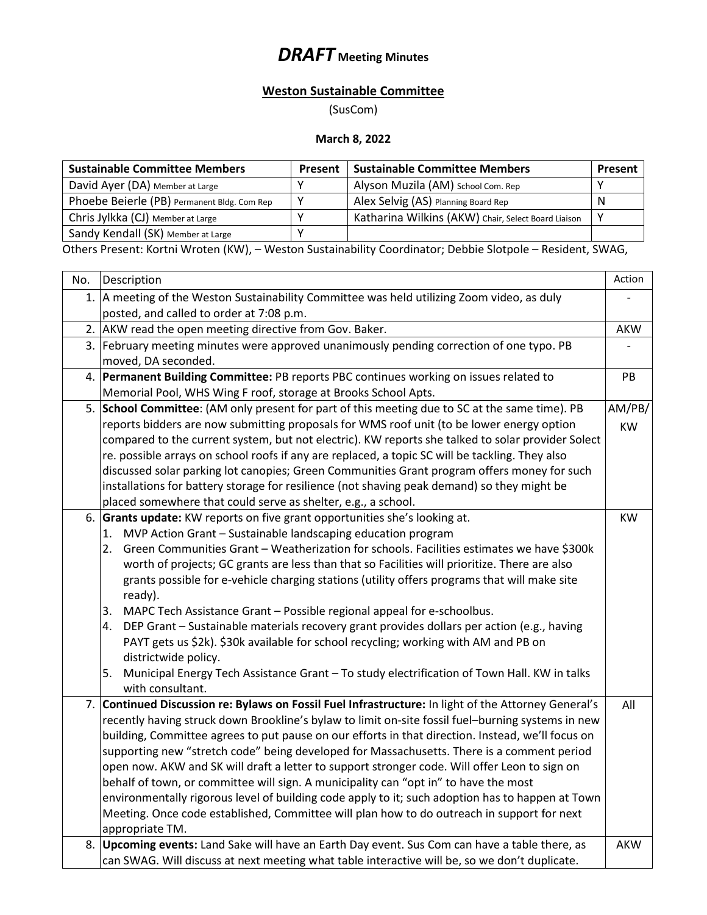# *DRAFT* Meeting Minutes

## Weston Sustainable Committee

(SusCom)

**March 8, 2022**

| Sustainable Committee Members | Present | Sustainable Committee Members | Present |
|---|---|---|---|
| David Ayer (DA) Member at Large | Y | Alyson Muzila (AM) School Com. Rep | Y |
| Phoebe Beierle (PB) Permanent Bldg. Com Rep | Y | Alex Selvig (AS) Planning Board Rep | N |
| Chris Jylkka (CJ) Member at Large | Y | Katharina Wilkins (AKW) Chair, Select Board Liaison | Y |
| Sandy Kendall (SK) Member at Large | Y | | |

Others Present: Kortni Wroten (KW), – Weston Sustainability Coordinator; Debbie Slotpole – Resident, SWAG,

| No. | Description | Action |
|---|---|---|
| 1. | A meeting of the Weston Sustainability Committee was held utilizing Zoom video, as duly posted, and called to order at 7:08 p.m. | - |
| 2. | AKW read the open meeting directive from Gov. Baker. | AKW |
| 3. | February meeting minutes were approved unanimously pending correction of one typo. PB moved, DA seconded. | - |
| 4. | **Permanent Building Committee:** PB reports PBC continues working on issues related to Memorial Pool, WHS Wing F roof, storage at Brooks School Apts. | PB |
| 5. | **School Committee**: (AM only present for part of this meeting due to SC at the same time). PB reports bidders are now submitting proposals for WMS roof unit (to be lower energy option compared to the current system, but not electric). KW reports she talked to solar provider Solect re. possible arrays on school roofs if any are replaced, a topic SC will be tackling. They also discussed solar parking lot canopies; Green Communities Grant program offers money for such installations for battery storage for resilience (not shaving peak demand) so they might be placed somewhere that could serve as shelter, e.g., a school. | AM/PB/KW |
| 6. | **Grants update:** KW reports on five grant opportunities she's looking at.<br>1. MVP Action Grant – Sustainable landscaping education program<br>2. Green Communities Grant – Weatherization for schools. Facilities estimates we have \$300k worth of projects; GC grants are less than that so Facilities will prioritize. There are also grants possible for e-vehicle charging stations (utility offers programs that will make site ready).<br>3. MAPC Tech Assistance Grant – Possible regional appeal for e-schoolbus.<br>4. DEP Grant – Sustainable materials recovery grant provides dollars per action (e.g., having PAYT gets us \$2k). \$30k available for school recycling; working with AM and PB on districtwide policy.<br>5. Municipal Energy Tech Assistance Grant – To study electrification of Town Hall. KW in talks with consultant. | KW |
| 7. | **Continued Discussion re: Bylaws on Fossil Fuel Infrastructure:** In light of the Attorney General's recently having struck down Brookline's bylaw to limit on-site fossil fuel–burning systems in new building, Committee agrees to put pause on our efforts in that direction. Instead, we'll focus on supporting new "stretch code" being developed for Massachusetts. There is a comment period open now. AKW and SK will draft a letter to support stronger code. Will offer Leon to sign on behalf of town, or committee will sign. A municipality can "opt in" to have the most environmentally rigorous level of building code apply to it; such adoption has to happen at Town Meeting. Once code established, Committee will plan how to do outreach in support for next appropriate TM. | All |
| 8. | **Upcoming events:** Land Sake will have an Earth Day event. Sus Com can have a table there, as can SWAG. Will discuss at next meeting what table interactive will be, so we don't duplicate. | AKW |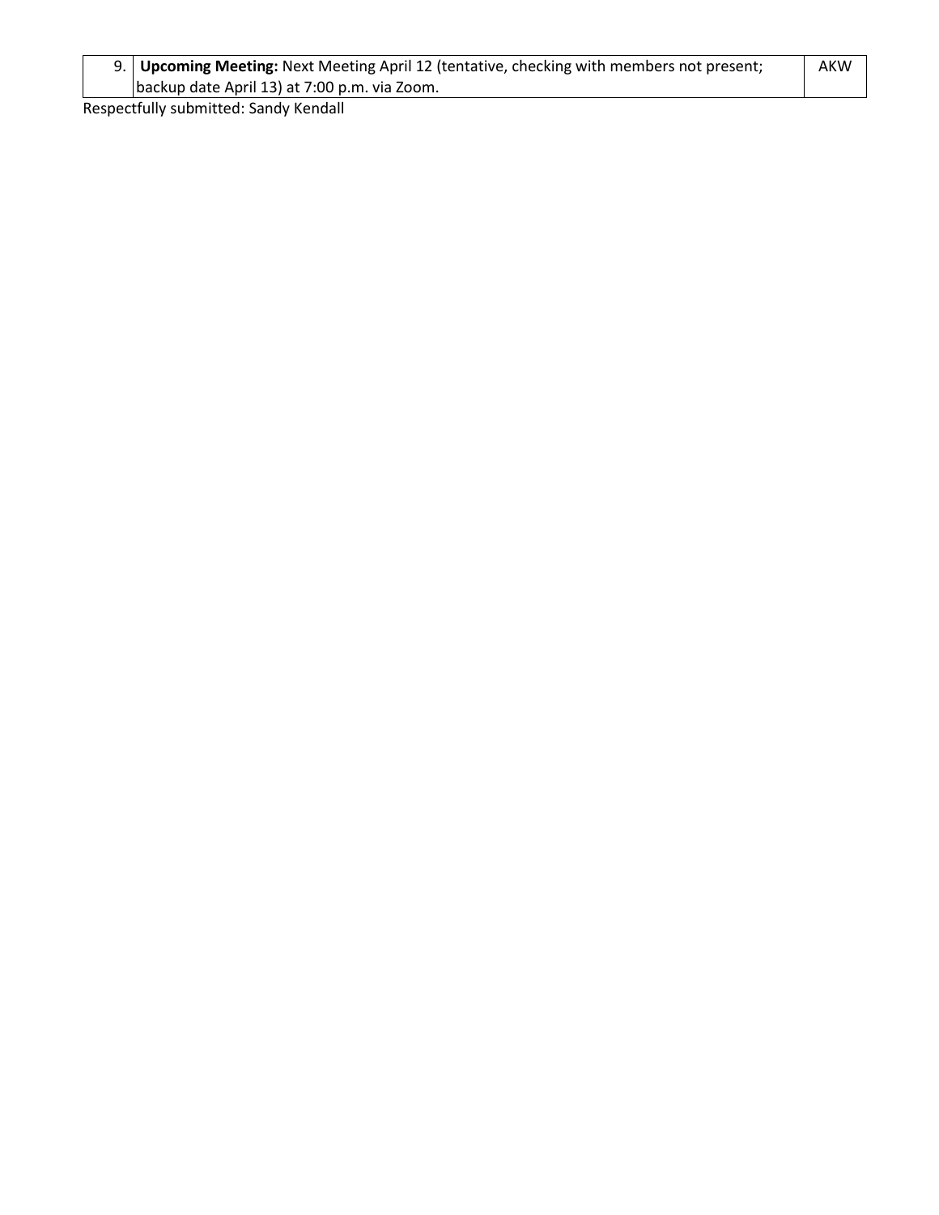| | | |
|---|---|---|
| 9. | **Upcoming Meeting:** Next Meeting April 12 (tentative, checking with members not present; backup date April 13) at 7:00 p.m. via Zoom. | AKW |

Respectfully submitted: Sandy Kendall